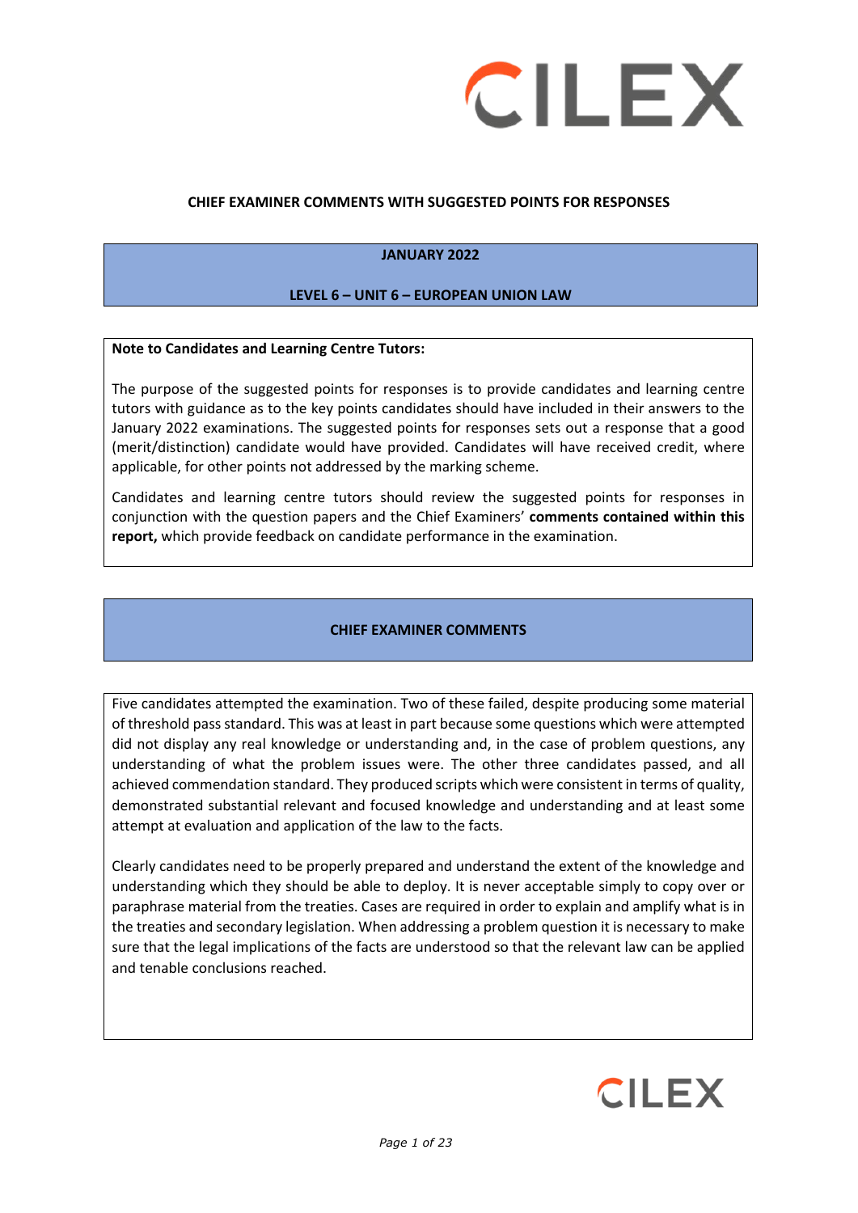# CHIEF EXAMINER COMMENTS WITH SUGGESTED POINTS FOR RESPONSES

**JANUARY 2022**

**LEVEL 6 – UNIT 6 – EUROPEAN UNION LAW**

**Note to Candidates and Learning Centre Tutors:**

The purpose of the suggested points for responses is to provide candidates and learning centre tutors with guidance as to the key points candidates should have included in their answers to the January 2022 examinations. The suggested points for responses sets out a response that a good (merit/distinction) candidate would have provided. Candidates will have received credit, where applicable, for other points not addressed by the marking scheme.

Candidates and learning centre tutors should review the suggested points for responses in conjunction with the question papers and the Chief Examiners' **comments contained within this report,** which provide feedback on candidate performance in the examination.

## CHIEF EXAMINER COMMENTS

Five candidates attempted the examination. Two of these failed, despite producing some material of threshold pass standard. This was at least in part because some questions which were attempted did not display any real knowledge or understanding and, in the case of problem questions, any understanding of what the problem issues were. The other three candidates passed, and all achieved commendation standard. They produced scripts which were consistent in terms of quality, demonstrated substantial relevant and focused knowledge and understanding and at least some attempt at evaluation and application of the law to the facts.

Clearly candidates need to be properly prepared and understand the extent of the knowledge and understanding which they should be able to deploy. It is never acceptable simply to copy over or paraphrase material from the treaties. Cases are required in order to explain and amplify what is in the treaties and secondary legislation. When addressing a problem question it is necessary to make sure that the legal implications of the facts are understood so that the relevant law can be applied and tenable conclusions reached.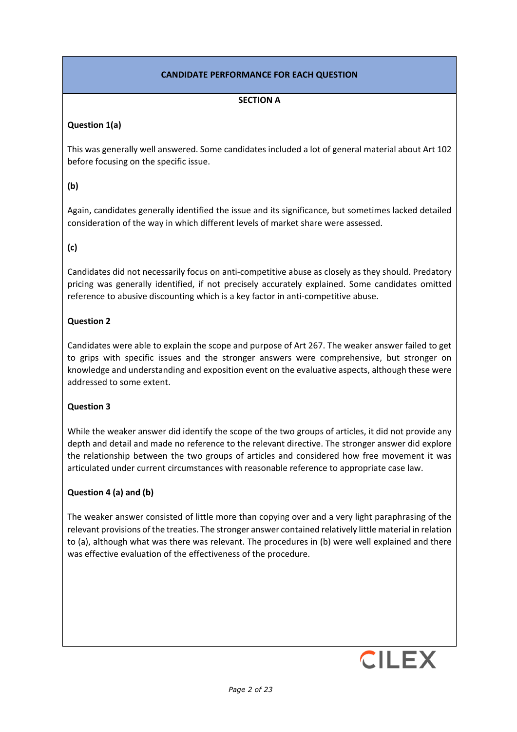## CANDIDATE PERFORMANCE FOR EACH QUESTION

### SECTION A

**Question 1(a)**

This was generally well answered. Some candidates included a lot of general material about Art 102 before focusing on the specific issue.

**(b)**

Again, candidates generally identified the issue and its significance, but sometimes lacked detailed consideration of the way in which different levels of market share were assessed.

**(c)**

Candidates did not necessarily focus on anti-competitive abuse as closely as they should. Predatory pricing was generally identified, if not precisely accurately explained. Some candidates omitted reference to abusive discounting which is a key factor in anti-competitive abuse.

**Question 2**

Candidates were able to explain the scope and purpose of Art 267. The weaker answer failed to get to grips with specific issues and the stronger answers were comprehensive, but stronger on knowledge and understanding and exposition event on the evaluative aspects, although these were addressed to some extent.

**Question 3**

While the weaker answer did identify the scope of the two groups of articles, it did not provide any depth and detail and made no reference to the relevant directive. The stronger answer did explore the relationship between the two groups of articles and considered how free movement it was articulated under current circumstances with reasonable reference to appropriate case law.

**Question 4 (a) and (b)**

The weaker answer consisted of little more than copying over and a very light paraphrasing of the relevant provisions of the treaties. The stronger answer contained relatively little material in relation to (a), although what was there was relevant. The procedures in (b) were well explained and there was effective evaluation of the effectiveness of the procedure.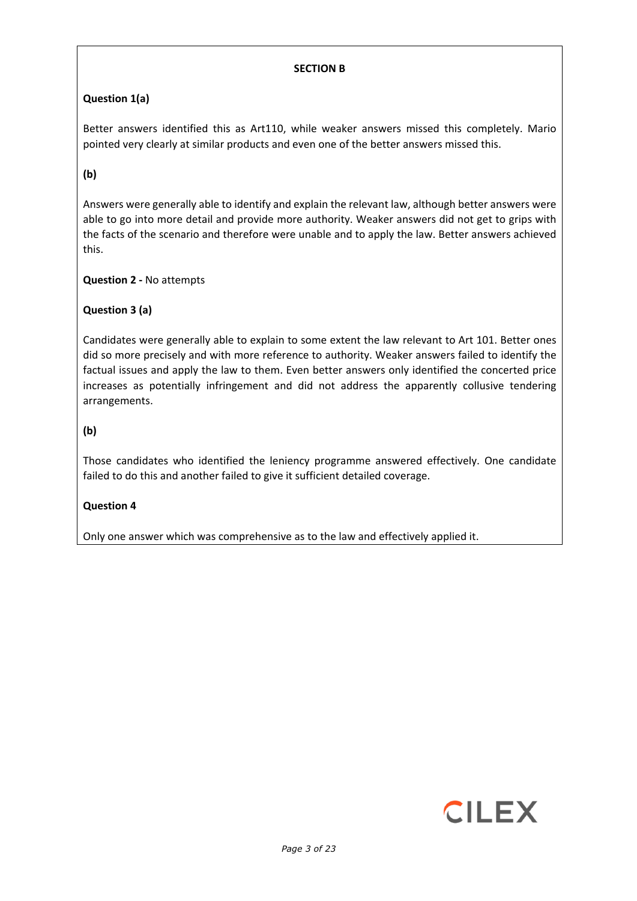**SECTION B**

**Question 1(a)**

Better answers identified this as Art110, while weaker answers missed this completely. Mario pointed very clearly at similar products and even one of the better answers missed this.

**(b)**

Answers were generally able to identify and explain the relevant law, although better answers were able to go into more detail and provide more authority. Weaker answers did not get to grips with the facts of the scenario and therefore were unable and to apply the law. Better answers achieved this.

**Question 2 -** No attempts

**Question 3 (a)**

Candidates were generally able to explain to some extent the law relevant to Art 101. Better ones did so more precisely and with more reference to authority. Weaker answers failed to identify the factual issues and apply the law to them. Even better answers only identified the concerted price increases as potentially infringement and did not address the apparently collusive tendering arrangements.

**(b)**

Those candidates who identified the leniency programme answered effectively. One candidate failed to do this and another failed to give it sufficient detailed coverage.

**Question 4**

Only one answer which was comprehensive as to the law and effectively applied it.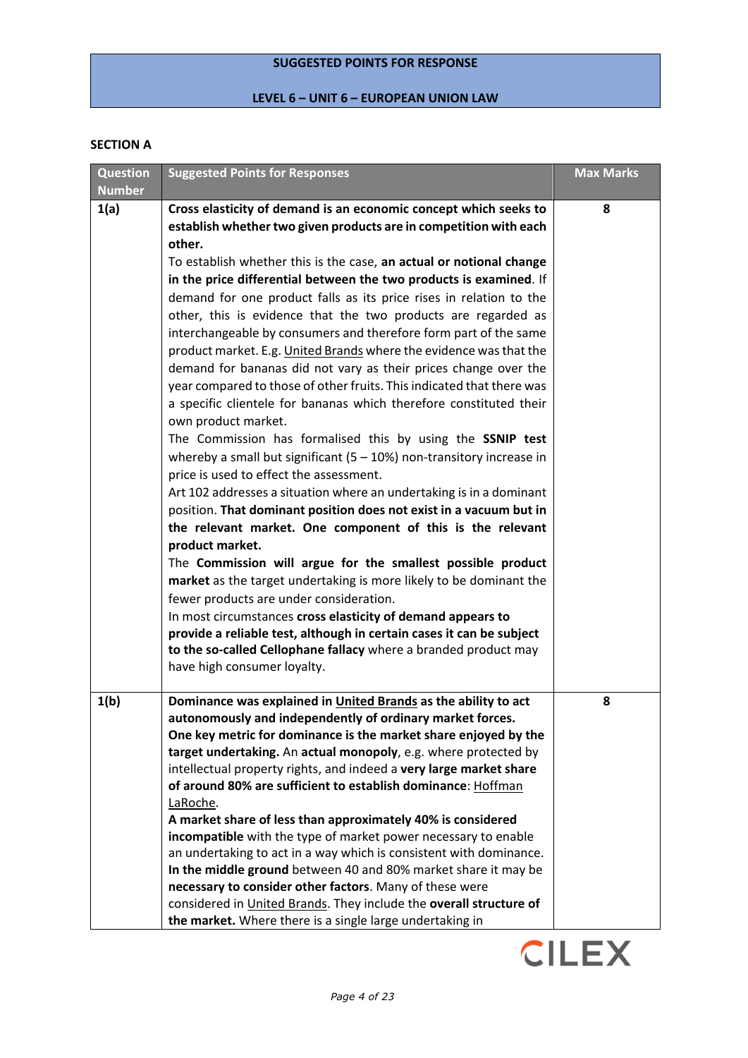**SUGGESTED POINTS FOR RESPONSE**

**LEVEL 6 – UNIT 6 – EUROPEAN UNION LAW**

## SECTION A

| Question Number | Suggested Points for Responses | Max Marks |
|---|---|---|
| **1(a)** | **Cross elasticity of demand is an economic concept which seeks to establish whether two given products are in competition with each other.**<br>To establish whether this is the case, **an actual or notional change in the price differential between the two products is examined**. If demand for one product falls as its price rises in relation to the other, this is evidence that the two products are regarded as interchangeable by consumers and therefore form part of the same product market. E.g. United Brands where the evidence was that the demand for bananas did not vary as their prices change over the year compared to those of other fruits. This indicated that there was a specific clientele for bananas which therefore constituted their own product market.<br>The Commission has formalised this by using the **SSNIP test** whereby a small but significant (5 – 10%) non-transitory increase in price is used to effect the assessment.<br>Art 102 addresses a situation where an undertaking is in a dominant position. **That dominant position does not exist in a vacuum but in the relevant market. One component of this is the relevant product market.**<br>The **Commission will argue for the smallest possible product market** as the target undertaking is more likely to be dominant the fewer products are under consideration.<br>In most circumstances **cross elasticity of demand appears to provide a reliable test, although in certain cases it can be subject to the so-called Cellophane fallacy** where a branded product may have high consumer loyalty. | 8 |
| **1(b)** | **Dominance was explained in United Brands as the ability to act autonomously and independently of ordinary market forces. One key metric for dominance is the market share enjoyed by the target undertaking.** An **actual monopoly**, e.g. where protected by intellectual property rights, and indeed a **very large market share of around 80% are sufficient to establish dominance**: Hoffman LaRoche.<br>**A market share of less than approximately 40% is considered incompatible** with the type of market power necessary to enable an undertaking to act in a way which is consistent with dominance. **In the middle ground** between 40 and 80% market share it may be **necessary to consider other factors**. Many of these were considered in United Brands. They include the **overall structure of the market.** Where there is a single large undertaking in | 8 |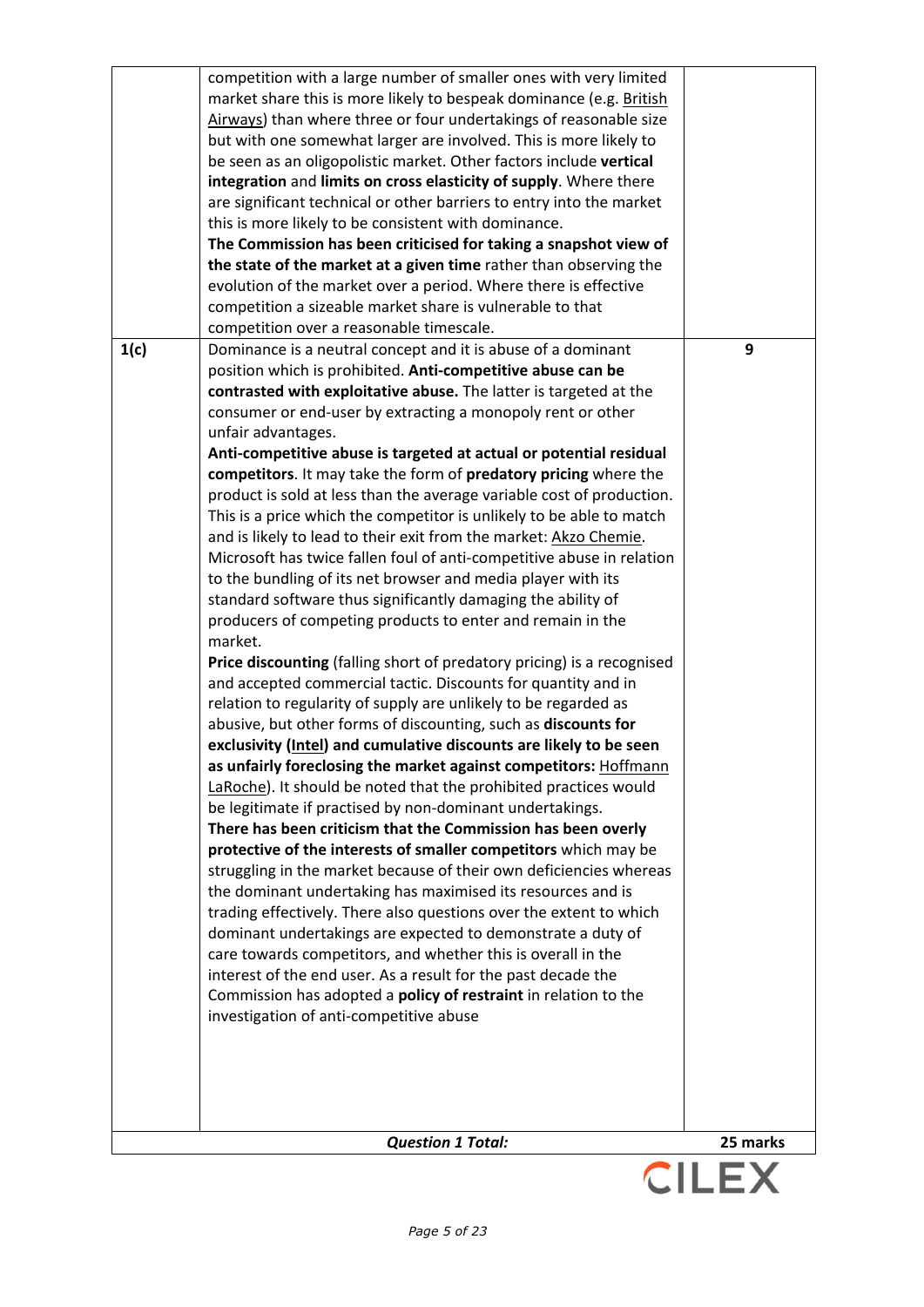| | | |
|---|---|---|
| | competition with a large number of smaller ones with very limited market share this is more likely to bespeak dominance (e.g. British Airways) than where three or four undertakings of reasonable size but with one somewhat larger are involved. This is more likely to be seen as an oligopolistic market. Other factors include **vertical integration** and **limits on cross elasticity of supply**. Where there are significant technical or other barriers to entry into the market this is more likely to be consistent with dominance.<br>**The Commission has been criticised for taking a snapshot view of the state of the market at a given time** rather than observing the evolution of the market over a period. Where there is effective competition a sizeable market share is vulnerable to that competition over a reasonable timescale. | |
| **1(c)** | Dominance is a neutral concept and it is abuse of a dominant position which is prohibited. **Anti-competitive abuse can be contrasted with exploitative abuse.** The latter is targeted at the consumer or end-user by extracting a monopoly rent or other unfair advantages.<br>**Anti-competitive abuse is targeted at actual or potential residual competitors**. It may take the form of **predatory pricing** where the product is sold at less than the average variable cost of production. This is a price which the competitor is unlikely to be able to match and is likely to lead to their exit from the market: Akzo Chemie. Microsoft has twice fallen foul of anti-competitive abuse in relation to the bundling of its net browser and media player with its standard software thus significantly damaging the ability of producers of competing products to enter and remain in the market.<br>**Price discounting** (falling short of predatory pricing) is a recognised and accepted commercial tactic. Discounts for quantity and in relation to regularity of supply are unlikely to be regarded as abusive, but other forms of discounting, such as **discounts for exclusivity (Intel) and cumulative discounts are likely to be seen as unfairly foreclosing the market against competitors:** Hoffmann LaRoche). It should be noted that the prohibited practices would be legitimate if practised by non-dominant undertakings.<br>**There has been criticism that the Commission has been overly protective of the interests of smaller competitors** which may be struggling in the market because of their own deficiencies whereas the dominant undertaking has maximised its resources and is trading effectively. There also questions over the extent to which dominant undertakings are expected to demonstrate a duty of care towards competitors, and whether this is overall in the interest of the end user. As a result for the past decade the Commission has adopted a **policy of restraint** in relation to the investigation of anti-competitive abuse | **9** |
| | ***Question 1 Total:*** | **25 marks** |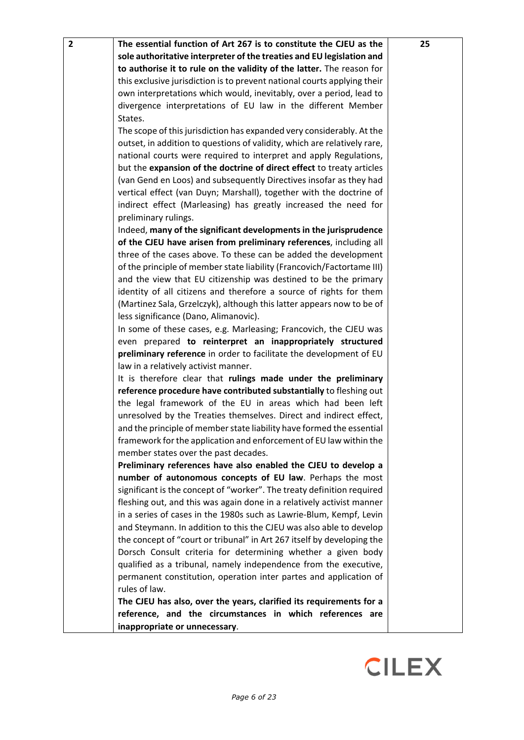| 2 | **The essential function of Art 267 is to constitute the CJEU as the sole authoritative interpreter of the treaties and EU legislation and to authorise it to rule on the validity of the latter.** The reason for this exclusive jurisdiction is to prevent national courts applying their own interpretations which would, inevitably, over a period, lead to divergence interpretations of EU law in the different Member States.<br>The scope of this jurisdiction has expanded very considerably. At the outset, in addition to questions of validity, which are relatively rare, national courts were required to interpret and apply Regulations, but the **expansion of the doctrine of direct effect** to treaty articles (van Gend en Loos) and subsequently Directives insofar as they had vertical effect (van Duyn; Marshall), together with the doctrine of indirect effect (Marleasing) has greatly increased the need for preliminary rulings.<br>Indeed, **many of the significant developments in the jurisprudence of the CJEU have arisen from preliminary references**, including all three of the cases above. To these can be added the development of the principle of member state liability (Francovich/Factortame III) and the view that EU citizenship was destined to be the primary identity of all citizens and therefore a source of rights for them (Martinez Sala, Grzelczyk), although this latter appears now to be of less significance (Dano, Alimanovic).<br>In some of these cases, e.g. Marleasing; Francovich, the CJEU was even prepared **to reinterpret an inappropriately structured preliminary reference** in order to facilitate the development of EU law in a relatively activist manner.<br>It is therefore clear that **rulings made under the preliminary reference procedure have contributed substantially** to fleshing out the legal framework of the EU in areas which had been left unresolved by the Treaties themselves. Direct and indirect effect, and the principle of member state liability have formed the essential framework for the application and enforcement of EU law within the member states over the past decades.<br>**Preliminary references have also enabled the CJEU to develop a number of autonomous concepts of EU law**. Perhaps the most significant is the concept of "worker". The treaty definition required fleshing out, and this was again done in a relatively activist manner in a series of cases in the 1980s such as Lawrie-Blum, Kempf, Levin and Steymann. In addition to this the CJEU was also able to develop the concept of "court or tribunal" in Art 267 itself by developing the Dorsch Consult criteria for determining whether a given body qualified as a tribunal, namely independence from the executive, permanent constitution, operation inter partes and application of rules of law.<br>**The CJEU has also, over the years, clarified its requirements for a reference, and the circumstances in which references are inappropriate or unnecessary**. | 25 |
|---|---|---|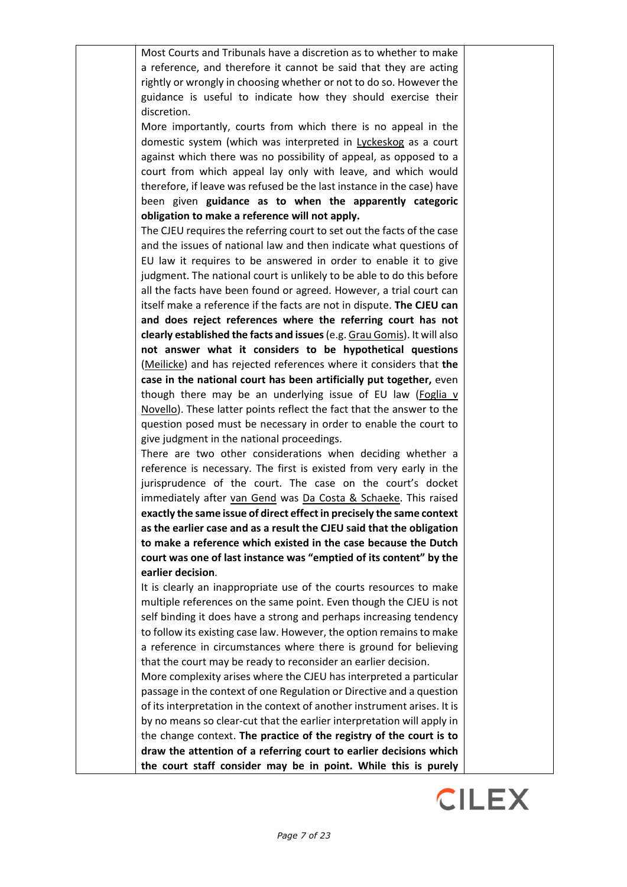Most Courts and Tribunals have a discretion as to whether to make a reference, and therefore it cannot be said that they are acting rightly or wrongly in choosing whether or not to do so. However the guidance is useful to indicate how they should exercise their discretion.

More importantly, courts from which there is no appeal in the domestic system (which was interpreted in Lyckeskog as a court against which there was no possibility of appeal, as opposed to a court from which appeal lay only with leave, and which would therefore, if leave was refused be the last instance in the case) have been given **guidance as to when the apparently categoric obligation to make a reference will not apply.**

The CJEU requires the referring court to set out the facts of the case and the issues of national law and then indicate what questions of EU law it requires to be answered in order to enable it to give judgment. The national court is unlikely to be able to do this before all the facts have been found or agreed. However, a trial court can itself make a reference if the facts are not in dispute. **The CJEU can and does reject references where the referring court has not clearly established the facts and issues** (e.g. Grau Gomis). It will also **not answer what it considers to be hypothetical questions** (Meilicke) and has rejected references where it considers that **the case in the national court has been artificially put together,** even though there may be an underlying issue of EU law (Foglia v Novello). These latter points reflect the fact that the answer to the question posed must be necessary in order to enable the court to give judgment in the national proceedings.

There are two other considerations when deciding whether a reference is necessary. The first is existed from very early in the jurisprudence of the court. The case on the court's docket immediately after van Gend was Da Costa & Schaeke. This raised **exactly the same issue of direct effect in precisely the same context as the earlier case and as a result the CJEU said that the obligation to make a reference which existed in the case because the Dutch court was one of last instance was "emptied of its content" by the earlier decision**.

It is clearly an inappropriate use of the courts resources to make multiple references on the same point. Even though the CJEU is not self binding it does have a strong and perhaps increasing tendency to follow its existing case law. However, the option remains to make a reference in circumstances where there is ground for believing that the court may be ready to reconsider an earlier decision.

More complexity arises where the CJEU has interpreted a particular passage in the context of one Regulation or Directive and a question of its interpretation in the context of another instrument arises. It is by no means so clear-cut that the earlier interpretation will apply in the change context. **The practice of the registry of the court is to draw the attention of a referring court to earlier decisions which the court staff consider may be in point. While this is purely**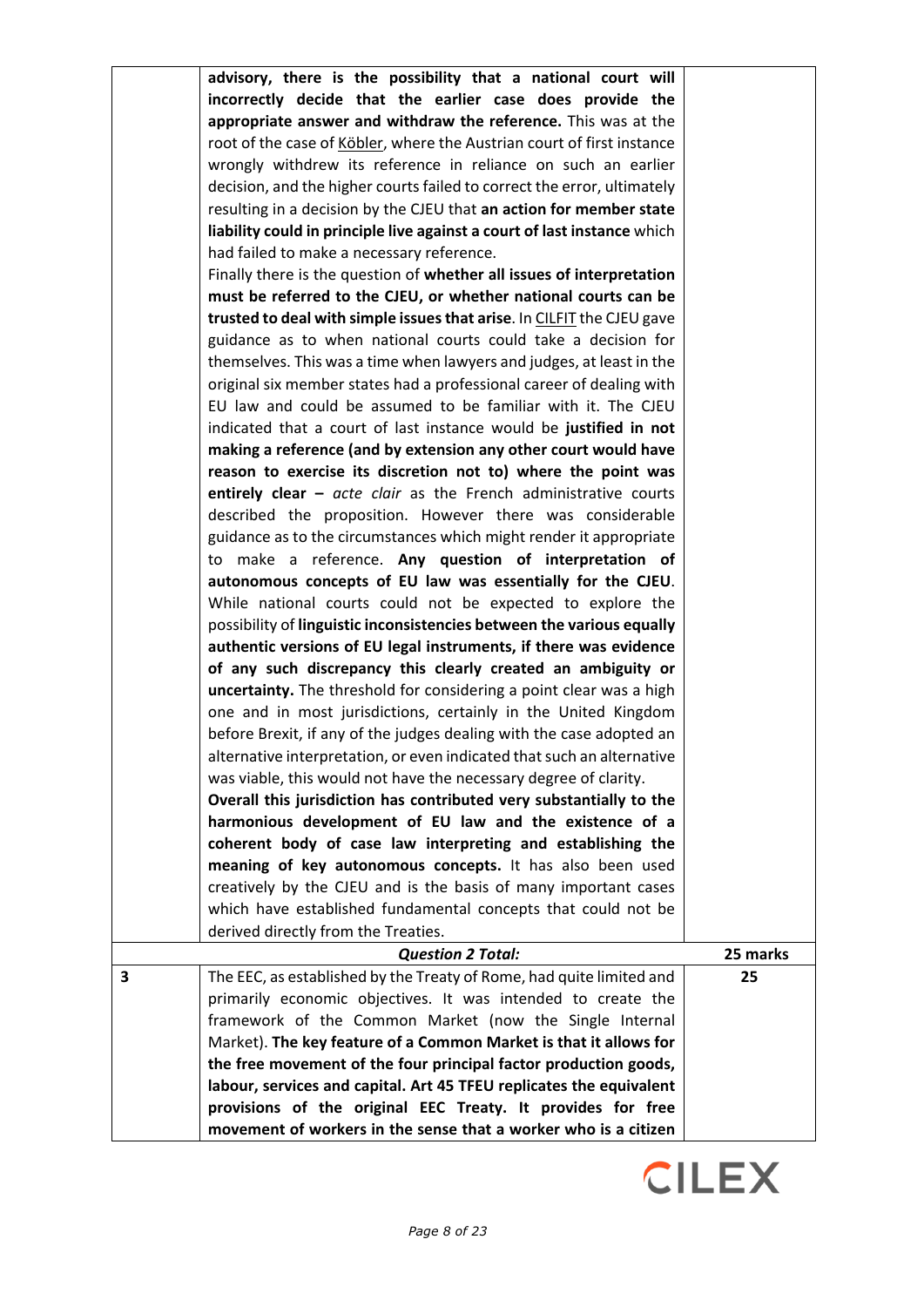| | | |
|---|---|---|
| | **advisory, there is the possibility that a national court will incorrectly decide that the earlier case does provide the appropriate answer and withdraw the reference.** This was at the root of the case of Köbler, where the Austrian court of first instance wrongly withdrew its reference in reliance on such an earlier decision, and the higher courts failed to correct the error, ultimately resulting in a decision by the CJEU that **an action for member state liability could in principle live against a court of last instance** which had failed to make a necessary reference.<br>Finally there is the question of **whether all issues of interpretation must be referred to the CJEU, or whether national courts can be trusted to deal with simple issues that arise**. In CILFIT the CJEU gave guidance as to when national courts could take a decision for themselves. This was a time when lawyers and judges, at least in the original six member states had a professional career of dealing with EU law and could be assumed to be familiar with it. The CJEU indicated that a court of last instance would be **justified in not making a reference (and by extension any other court would have reason to exercise its discretion not to) where the point was entirely clear –** ***acte clair*** as the French administrative courts described the proposition. However there was considerable guidance as to the circumstances which might render it appropriate to make a reference. **Any question of interpretation of autonomous concepts of EU law was essentially for the CJEU**. While national courts could not be expected to explore the possibility of **linguistic inconsistencies between the various equally authentic versions of EU legal instruments, if there was evidence of any such discrepancy this clearly created an ambiguity or uncertainty.** The threshold for considering a point clear was a high one and in most jurisdictions, certainly in the United Kingdom before Brexit, if any of the judges dealing with the case adopted an alternative interpretation, or even indicated that such an alternative was viable, this would not have the necessary degree of clarity.<br>**Overall this jurisdiction has contributed very substantially to the harmonious development of EU law and the existence of a coherent body of case law interpreting and establishing the meaning of key autonomous concepts.** It has also been used creatively by the CJEU and is the basis of many important cases which have established fundamental concepts that could not be derived directly from the Treaties. | |
| | ***Question 2 Total:*** | **25 marks** |
| **3** | The EEC, as established by the Treaty of Rome, had quite limited and primarily economic objectives. It was intended to create the framework of the Common Market (now the Single Internal Market). **The key feature of a Common Market is that it allows for the free movement of the four principal factor production goods, labour, services and capital. Art 45 TFEU replicates the equivalent provisions of the original EEC Treaty. It provides for free movement of workers in the sense that a worker who is a citizen** | **25** |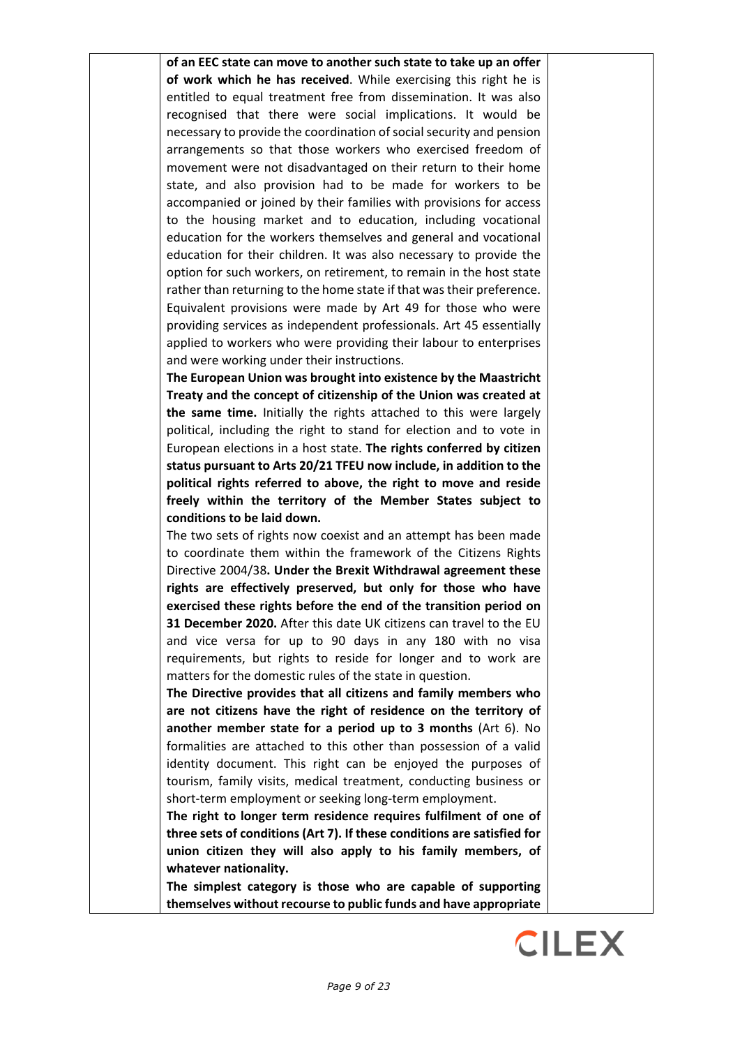**of an EEC state can move to another such state to take up an offer of work which he has received**. While exercising this right he is entitled to equal treatment free from dissemination. It was also recognised that there were social implications. It would be necessary to provide the coordination of social security and pension arrangements so that those workers who exercised freedom of movement were not disadvantaged on their return to their home state, and also provision had to be made for workers to be accompanied or joined by their families with provisions for access to the housing market and to education, including vocational education for the workers themselves and general and vocational education for their children. It was also necessary to provide the option for such workers, on retirement, to remain in the host state rather than returning to the home state if that was their preference. Equivalent provisions were made by Art 49 for those who were providing services as independent professionals. Art 45 essentially applied to workers who were providing their labour to enterprises and were working under their instructions.

**The European Union was brought into existence by the Maastricht Treaty and the concept of citizenship of the Union was created at the same time.** Initially the rights attached to this were largely political, including the right to stand for election and to vote in European elections in a host state. **The rights conferred by citizen status pursuant to Arts 20/21 TFEU now include, in addition to the political rights referred to above, the right to move and reside freely within the territory of the Member States subject to conditions to be laid down.**

The two sets of rights now coexist and an attempt has been made to coordinate them within the framework of the Citizens Rights Directive 2004/38**. Under the Brexit Withdrawal agreement these rights are effectively preserved, but only for those who have exercised these rights before the end of the transition period on 31 December 2020.** After this date UK citizens can travel to the EU and vice versa for up to 90 days in any 180 with no visa requirements, but rights to reside for longer and to work are matters for the domestic rules of the state in question.

**The Directive provides that all citizens and family members who are not citizens have the right of residence on the territory of another member state for a period up to 3 months** (Art 6). No formalities are attached to this other than possession of a valid identity document. This right can be enjoyed the purposes of tourism, family visits, medical treatment, conducting business or short-term employment or seeking long-term employment.

**The right to longer term residence requires fulfilment of one of three sets of conditions (Art 7). If these conditions are satisfied for union citizen they will also apply to his family members, of whatever nationality.**

**The simplest category is those who are capable of supporting themselves without recourse to public funds and have appropriate**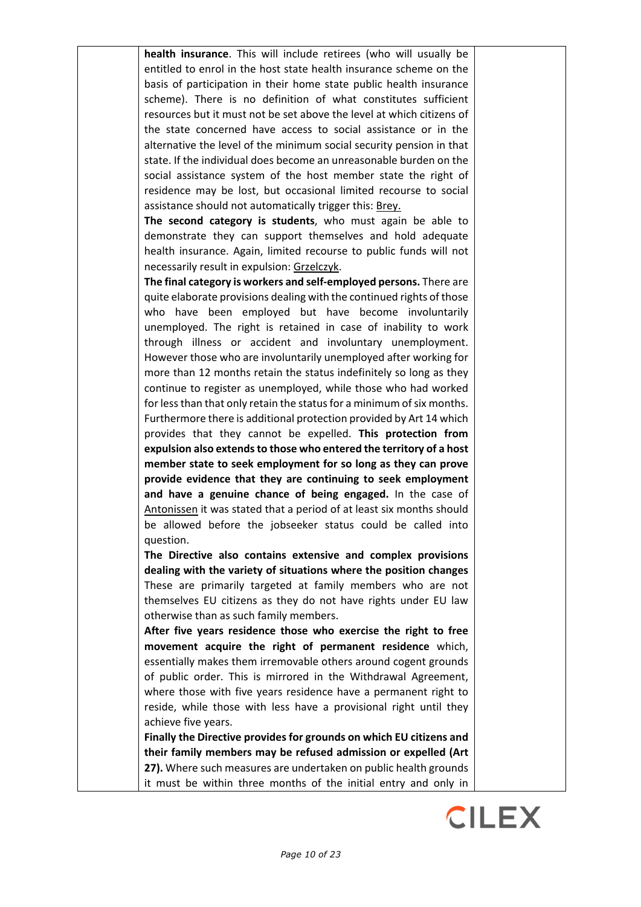**health insurance**. This will include retirees (who will usually be entitled to enrol in the host state health insurance scheme on the basis of participation in their home state public health insurance scheme). There is no definition of what constitutes sufficient resources but it must not be set above the level at which citizens of the state concerned have access to social assistance or in the alternative the level of the minimum social security pension in that state. If the individual does become an unreasonable burden on the social assistance system of the host member state the right of residence may be lost, but occasional limited recourse to social assistance should not automatically trigger this: Brey.

**The second category is students**, who must again be able to demonstrate they can support themselves and hold adequate health insurance. Again, limited recourse to public funds will not necessarily result in expulsion: Grzelczyk.

**The final category is workers and self-employed persons.** There are quite elaborate provisions dealing with the continued rights of those who have been employed but have become involuntarily unemployed. The right is retained in case of inability to work through illness or accident and involuntary unemployment. However those who are involuntarily unemployed after working for more than 12 months retain the status indefinitely so long as they continue to register as unemployed, while those who had worked for less than that only retain the status for a minimum of six months. Furthermore there is additional protection provided by Art 14 which provides that they cannot be expelled. **This protection from expulsion also extends to those who entered the territory of a host member state to seek employment for so long as they can prove provide evidence that they are continuing to seek employment and have a genuine chance of being engaged.** In the case of Antonissen it was stated that a period of at least six months should be allowed before the jobseeker status could be called into question.

**The Directive also contains extensive and complex provisions dealing with the variety of situations where the position changes** These are primarily targeted at family members who are not themselves EU citizens as they do not have rights under EU law otherwise than as such family members.

**After five years residence those who exercise the right to free movement acquire the right of permanent residence** which, essentially makes them irremovable others around cogent grounds of public order. This is mirrored in the Withdrawal Agreement, where those with five years residence have a permanent right to reside, while those with less have a provisional right until they achieve five years.

**Finally the Directive provides for grounds on which EU citizens and their family members may be refused admission or expelled (Art 27).** Where such measures are undertaken on public health grounds it must be within three months of the initial entry and only in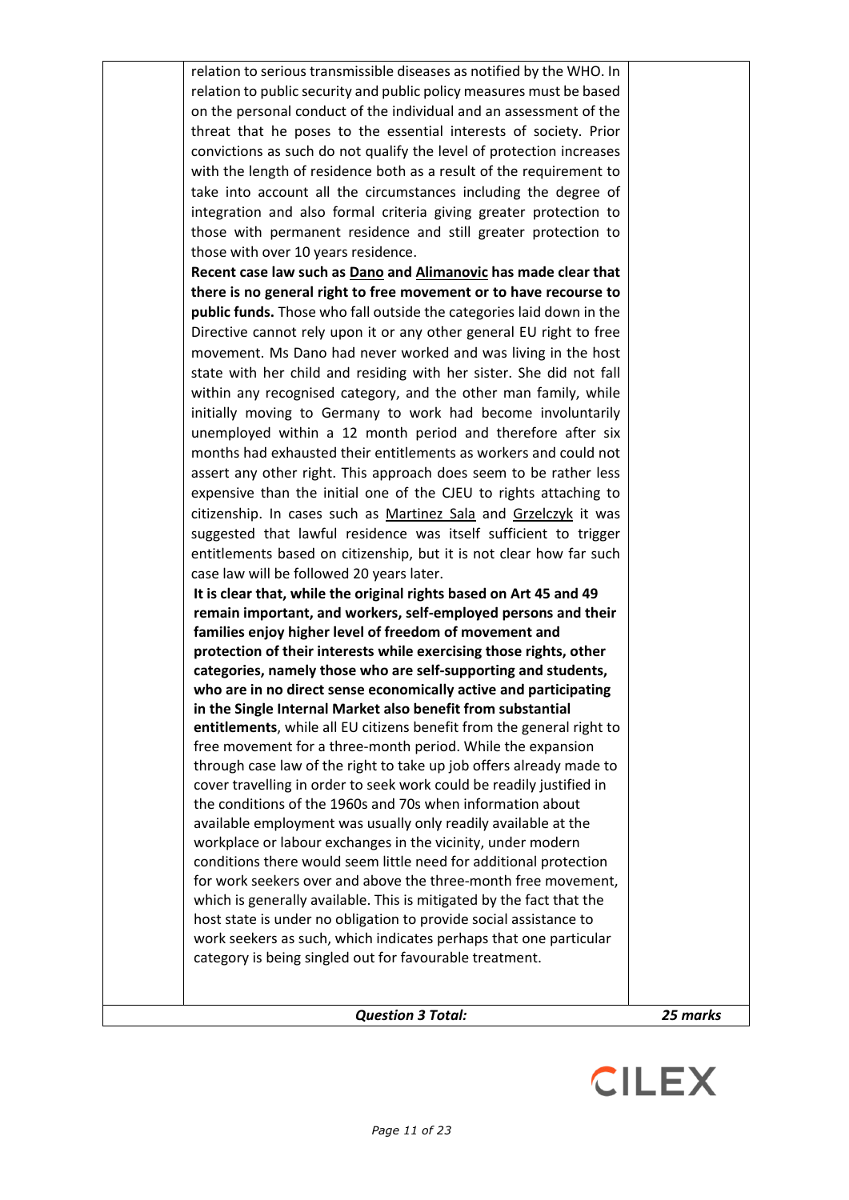| | | |
|---|---|---|
| | relation to serious transmissible diseases as notified by the WHO. In relation to public security and public policy measures must be based on the personal conduct of the individual and an assessment of the threat that he poses to the essential interests of society. Prior convictions as such do not qualify the level of protection increases with the length of residence both as a result of the requirement to take into account all the circumstances including the degree of integration and also formal criteria giving greater protection to those with permanent residence and still greater protection to those with over 10 years residence.<br>**Recent case law such as Dano and Alimanovic has made clear that there is no general right to free movement or to have recourse to public funds.** Those who fall outside the categories laid down in the Directive cannot rely upon it or any other general EU right to free movement. Ms Dano had never worked and was living in the host state with her child and residing with her sister. She did not fall within any recognised category, and the other man family, while initially moving to Germany to work had become involuntarily unemployed within a 12 month period and therefore after six months had exhausted their entitlements as workers and could not assert any other right. This approach does seem to be rather less expensive than the initial one of the CJEU to rights attaching to citizenship. In cases such as Martinez Sala and Grzelczyk it was suggested that lawful residence was itself sufficient to trigger entitlements based on citizenship, but it is not clear how far such case law will be followed 20 years later.<br>**It is clear that, while the original rights based on Art 45 and 49 remain important, and workers, self-employed persons and their families enjoy higher level of freedom of movement and protection of their interests while exercising those rights, other categories, namely those who are self-supporting and students, who are in no direct sense economically active and participating in the Single Internal Market also benefit from substantial entitlements**, while all EU citizens benefit from the general right to free movement for a three-month period. While the expansion through case law of the right to take up job offers already made to cover travelling in order to seek work could be readily justified in the conditions of the 1960s and 70s when information about available employment was usually only readily available at the workplace or labour exchanges in the vicinity, under modern conditions there would seem little need for additional protection for work seekers over and above the three-month free movement, which is generally available. This is mitigated by the fact that the host state is under no obligation to provide social assistance to work seekers as such, which indicates perhaps that one particular category is being singled out for favourable treatment. | |
| | ***Question 3 Total:*** | ***25 marks*** |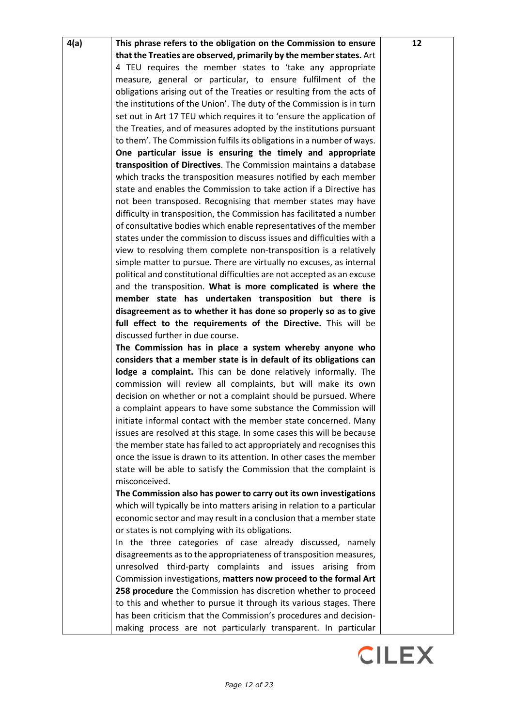| 4(a) | **This phrase refers to the obligation on the Commission to ensure that the Treaties are observed, primarily by the member states.** Art 4 TEU requires the member states to 'take any appropriate measure, general or particular, to ensure fulfilment of the obligations arising out of the Treaties or resulting from the acts of the institutions of the Union'. The duty of the Commission is in turn set out in Art 17 TEU which requires it to 'ensure the application of the Treaties, and of measures adopted by the institutions pursuant to them'. The Commission fulfils its obligations in a number of ways. **One particular issue is ensuring the timely and appropriate transposition of Directives**. The Commission maintains a database which tracks the transposition measures notified by each member state and enables the Commission to take action if a Directive has not been transposed. Recognising that member states may have difficulty in transposition, the Commission has facilitated a number of consultative bodies which enable representatives of the member states under the commission to discuss issues and difficulties with a view to resolving them complete non-transposition is a relatively simple matter to pursue. There are virtually no excuses, as internal political and constitutional difficulties are not accepted as an excuse and the transposition. **What is more complicated is where the member state has undertaken transposition but there is disagreement as to whether it has done so properly so as to give full effect to the requirements of the Directive.** This will be discussed further in due course.<br>**The Commission has in place a system whereby anyone who considers that a member state is in default of its obligations can lodge a complaint.** This can be done relatively informally. The commission will review all complaints, but will make its own decision on whether or not a complaint should be pursued. Where a complaint appears to have some substance the Commission will initiate informal contact with the member state concerned. Many issues are resolved at this stage. In some cases this will be because the member state has failed to act appropriately and recognises this once the issue is drawn to its attention. In other cases the member state will be able to satisfy the Commission that the complaint is misconceived.<br>**The Commission also has power to carry out its own investigations** which will typically be into matters arising in relation to a particular economic sector and may result in a conclusion that a member state or states is not complying with its obligations.<br>In the three categories of case already discussed, namely disagreements as to the appropriateness of transposition measures, unresolved third-party complaints and issues arising from Commission investigations, **matters now proceed to the formal Art 258 procedure** the Commission has discretion whether to proceed to this and whether to pursue it through its various stages. There has been criticism that the Commission's procedures and decision-making process are not particularly transparent. In particular | 12 |
|---|---|---|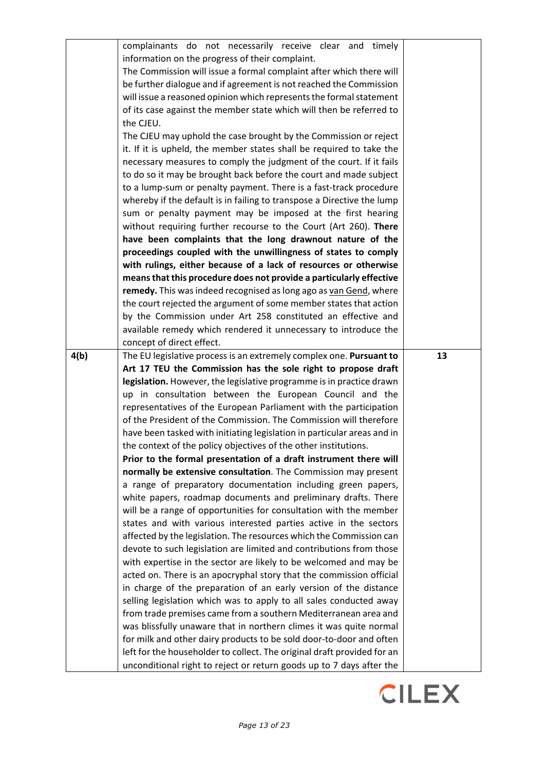| | | |
|---|---|---|
| | complainants do not necessarily receive clear and timely information on the progress of their complaint.<br>The Commission will issue a formal complaint after which there will be further dialogue and if agreement is not reached the Commission will issue a reasoned opinion which represents the formal statement of its case against the member state which will then be referred to the CJEU.<br>The CJEU may uphold the case brought by the Commission or reject it. If it is upheld, the member states shall be required to take the necessary measures to comply the judgment of the court. If it fails to do so it may be brought back before the court and made subject to a lump-sum or penalty payment. There is a fast-track procedure whereby if the default is in failing to transpose a Directive the lump sum or penalty payment may be imposed at the first hearing without requiring further recourse to the Court (Art 260). **There have been complaints that the long drawnout nature of the proceedings coupled with the unwillingness of states to comply with rulings, either because of a lack of resources or otherwise means that this procedure does not provide a particularly effective remedy.** This was indeed recognised as long ago as van Gend, where the court rejected the argument of some member states that action by the Commission under Art 258 constituted an effective and available remedy which rendered it unnecessary to introduce the concept of direct effect. | |
| **4(b)** | The EU legislative process is an extremely complex one. **Pursuant to Art 17 TEU the Commission has the sole right to propose draft legislation.** However, the legislative programme is in practice drawn up in consultation between the European Council and the representatives of the European Parliament with the participation of the President of the Commission. The Commission will therefore have been tasked with initiating legislation in particular areas and in the context of the policy objectives of the other institutions.<br>**Prior to the formal presentation of a draft instrument there will normally be extensive consultation**. The Commission may present a range of preparatory documentation including green papers, white papers, roadmap documents and preliminary drafts. There will be a range of opportunities for consultation with the member states and with various interested parties active in the sectors affected by the legislation. The resources which the Commission can devote to such legislation are limited and contributions from those with expertise in the sector are likely to be welcomed and may be acted on. There is an apocryphal story that the commission official in charge of the preparation of an early version of the distance selling legislation which was to apply to all sales conducted away from trade premises came from a southern Mediterranean area and was blissfully unaware that in northern climes it was quite normal for milk and other dairy products to be sold door-to-door and often left for the householder to collect. The original draft provided for an unconditional right to reject or return goods up to 7 days after the | **13** |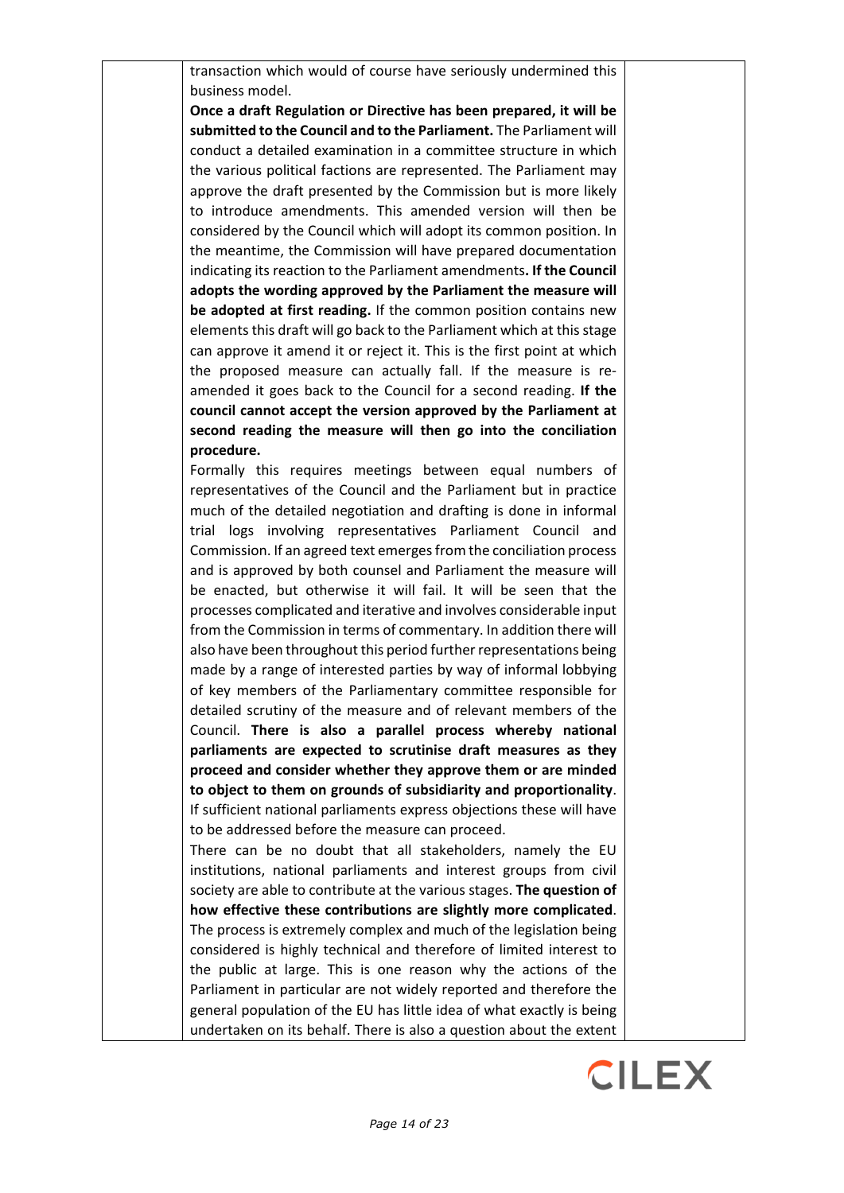transaction which would of course have seriously undermined this business model.

**Once a draft Regulation or Directive has been prepared, it will be submitted to the Council and to the Parliament.** The Parliament will conduct a detailed examination in a committee structure in which the various political factions are represented. The Parliament may approve the draft presented by the Commission but is more likely to introduce amendments. This amended version will then be considered by the Council which will adopt its common position. In the meantime, the Commission will have prepared documentation indicating its reaction to the Parliament amendments**. If the Council adopts the wording approved by the Parliament the measure will be adopted at first reading.** If the common position contains new elements this draft will go back to the Parliament which at this stage can approve it amend it or reject it. This is the first point at which the proposed measure can actually fall. If the measure is re-amended it goes back to the Council for a second reading. **If the council cannot accept the version approved by the Parliament at second reading the measure will then go into the conciliation procedure.**

Formally this requires meetings between equal numbers of representatives of the Council and the Parliament but in practice much of the detailed negotiation and drafting is done in informal trial logs involving representatives Parliament Council and Commission. If an agreed text emerges from the conciliation process and is approved by both counsel and Parliament the measure will be enacted, but otherwise it will fail. It will be seen that the processes complicated and iterative and involves considerable input from the Commission in terms of commentary. In addition there will also have been throughout this period further representations being made by a range of interested parties by way of informal lobbying of key members of the Parliamentary committee responsible for detailed scrutiny of the measure and of relevant members of the Council. **There is also a parallel process whereby national parliaments are expected to scrutinise draft measures as they proceed and consider whether they approve them or are minded to object to them on grounds of subsidiarity and proportionality**. If sufficient national parliaments express objections these will have to be addressed before the measure can proceed.

There can be no doubt that all stakeholders, namely the EU institutions, national parliaments and interest groups from civil society are able to contribute at the various stages. **The question of how effective these contributions are slightly more complicated**. The process is extremely complex and much of the legislation being considered is highly technical and therefore of limited interest to the public at large. This is one reason why the actions of the Parliament in particular are not widely reported and therefore the general population of the EU has little idea of what exactly is being undertaken on its behalf. There is also a question about the extent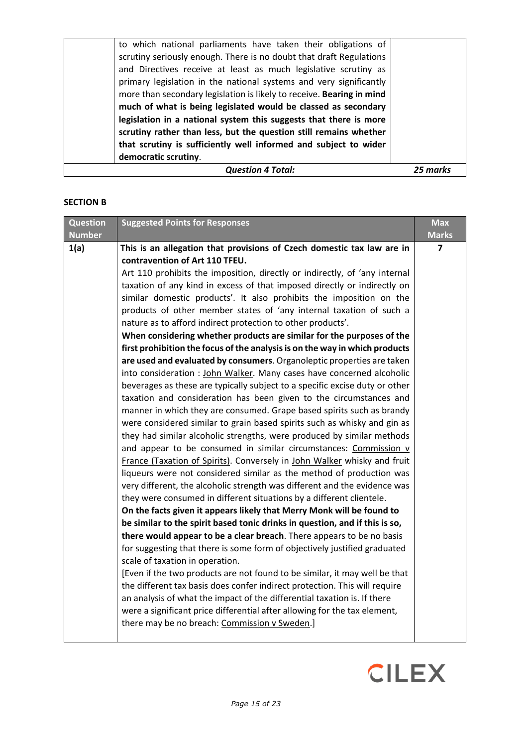| | | |
|---|---|---|
| | to which national parliaments have taken their obligations of scrutiny seriously enough. There is no doubt that draft Regulations and Directives receive at least as much legislative scrutiny as primary legislation in the national systems and very significantly more than secondary legislation is likely to receive. **Bearing in mind much of what is being legislated would be classed as secondary legislation in a national system this suggests that there is more scrutiny rather than less, but the question still remains whether that scrutiny is sufficiently well informed and subject to wider democratic scrutiny**. | |
| | ***Question 4 Total:*** | ***25 marks*** |

**SECTION B**

| Question Number | Suggested Points for Responses | Max Marks |
|---|---|---|
| 1(a) | **This is an allegation that provisions of Czech domestic tax law are in contravention of Art 110 TFEU.**<br>Art 110 prohibits the imposition, directly or indirectly, of 'any internal taxation of any kind in excess of that imposed directly or indirectly on similar domestic products'. It also prohibits the imposition on the products of other member states of 'any internal taxation of such a nature as to afford indirect protection to other products'.<br>**When considering whether products are similar for the purposes of the first prohibition the focus of the analysis is on the way in which products are used and evaluated by consumers**. Organoleptic properties are taken into consideration : <u>John Walker</u>. Many cases have concerned alcoholic beverages as these are typically subject to a specific excise duty or other taxation and consideration has been given to the circumstances and manner in which they are consumed. Grape based spirits such as brandy were considered similar to grain based spirits such as whisky and gin as they had similar alcoholic strengths, were produced by similar methods and appear to be consumed in similar circumstances: <u>Commission v France (Taxation of Spirits)</u>. Conversely in <u>John Walker</u> whisky and fruit liqueurs were not considered similar as the method of production was very different, the alcoholic strength was different and the evidence was they were consumed in different situations by a different clientele.<br>**On the facts given it appears likely that Merry Monk will be found to be similar to the spirit based tonic drinks in question, and if this is so, there would appear to be a clear breach**. There appears to be no basis for suggesting that there is some form of objectively justified graduated scale of taxation in operation.<br>[Even if the two products are not found to be similar, it may well be that the different tax basis does confer indirect protection. This will require an analysis of what the impact of the differential taxation is. If there were a significant price differential after allowing for the tax element, there may be no breach: <u>Commission v Sweden</u>.] | 7 |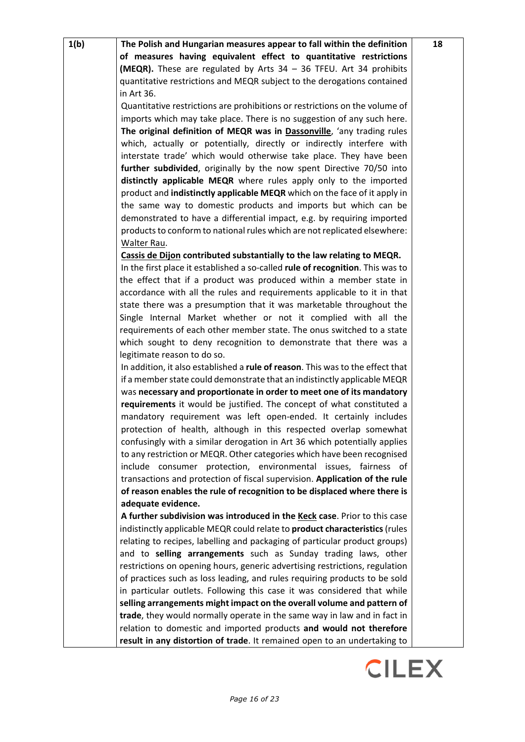| | | |
|---|---|---|
| 1(b) | **The Polish and Hungarian measures appear to fall within the definition of measures having equivalent effect to quantitative restrictions (MEQR).** These are regulated by Arts 34 – 36 TFEU. Art 34 prohibits quantitative restrictions and MEQR subject to the derogations contained in Art 36.<br>Quantitative restrictions are prohibitions or restrictions on the volume of imports which may take place. There is no suggestion of any such here. **The original definition of MEQR was in <u>Dassonville</u>**, 'any trading rules which, actually or potentially, directly or indirectly interfere with interstate trade' which would otherwise take place. They have been **further subdivided**, originally by the now spent Directive 70/50 into **distinctly applicable MEQR** where rules apply only to the imported product and **indistinctly applicable MEQR** which on the face of it apply in the same way to domestic products and imports but which can be demonstrated to have a differential impact, e.g. by requiring imported products to conform to national rules which are not replicated elsewhere: <u>Walter Rau</u>.<br>**<u>Cassis de Dijon</u> contributed substantially to the law relating to MEQR.** In the first place it established a so-called **rule of recognition**. This was to the effect that if a product was produced within a member state in accordance with all the rules and requirements applicable to it in that state there was a presumption that it was marketable throughout the Single Internal Market whether or not it complied with all the requirements of each other member state. The onus switched to a state which sought to deny recognition to demonstrate that there was a legitimate reason to do so.<br>In addition, it also established a **rule of reason**. This was to the effect that if a member state could demonstrate that an indistinctly applicable MEQR was **necessary and proportionate in order to meet one of its mandatory requirements** it would be justified. The concept of what constituted a mandatory requirement was left open-ended. It certainly includes protection of health, although in this respected overlap somewhat confusingly with a similar derogation in Art 36 which potentially applies to any restriction or MEQR. Other categories which have been recognised include consumer protection, environmental issues, fairness of transactions and protection of fiscal supervision. **Application of the rule of reason enables the rule of recognition to be displaced where there is adequate evidence.**<br>**A further subdivision was introduced in the <u>Keck</u> case**. Prior to this case indistinctly applicable MEQR could relate to **product characteristics** (rules relating to recipes, labelling and packaging of particular product groups) and to **selling arrangements** such as Sunday trading laws, other restrictions on opening hours, generic advertising restrictions, regulation of practices such as loss leading, and rules requiring products to be sold in particular outlets. Following this case it was considered that while **selling arrangements might impact on the overall volume and pattern of trade**, they would normally operate in the same way in law and in fact in relation to domestic and imported products **and would not therefore result in any distortion of trade**. It remained open to an undertaking to | 18 |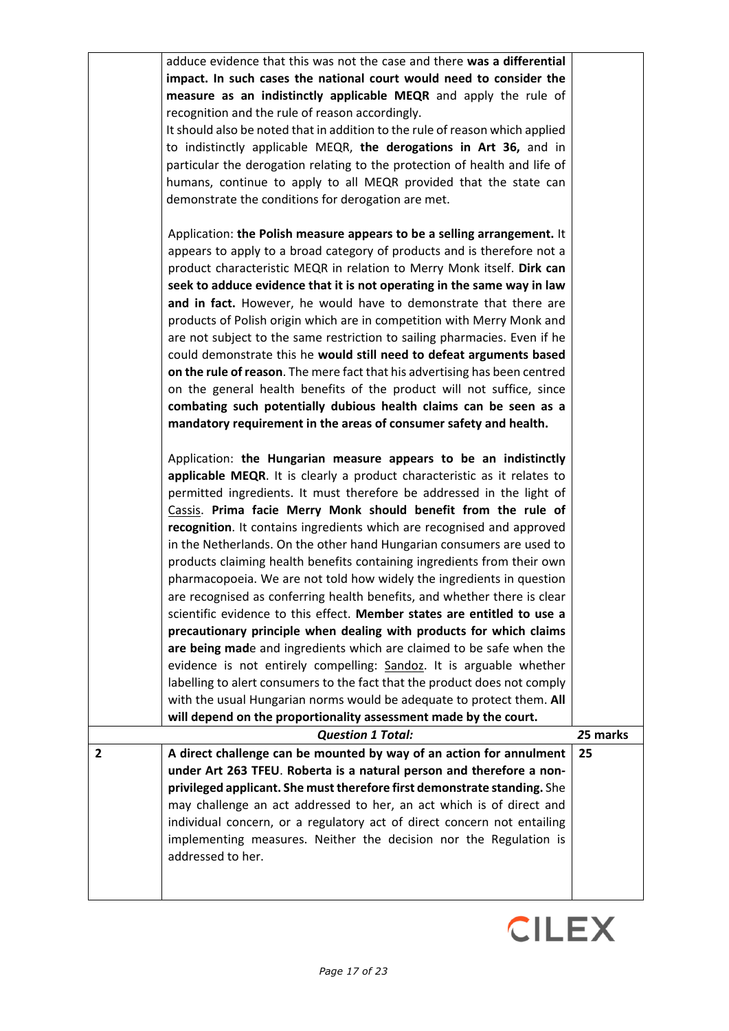| | | |
|---|---|---|
| | adduce evidence that this was not the case and there **was a differential impact. In such cases the national court would need to consider the measure as an indistinctly applicable MEQR** and apply the rule of recognition and the rule of reason accordingly.<br>It should also be noted that in addition to the rule of reason which applied to indistinctly applicable MEQR, **the derogations in Art 36,** and in particular the derogation relating to the protection of health and life of humans, continue to apply to all MEQR provided that the state can demonstrate the conditions for derogation are met.<br><br>Application: **the Polish measure appears to be a selling arrangement.** It appears to apply to a broad category of products and is therefore not a product characteristic MEQR in relation to Merry Monk itself. **Dirk can seek to adduce evidence that it is not operating in the same way in law and in fact.** However, he would have to demonstrate that there are products of Polish origin which are in competition with Merry Monk and are not subject to the same restriction to sailing pharmacies. Even if he could demonstrate this he **would still need to defeat arguments based on the rule of reason**. The mere fact that his advertising has been centred on the general health benefits of the product will not suffice, since **combating such potentially dubious health claims can be seen as a mandatory requirement in the areas of consumer safety and health.**<br><br>Application: **the Hungarian measure appears to be an indistinctly applicable MEQR**. It is clearly a product characteristic as it relates to permitted ingredients. It must therefore be addressed in the light of Cassis. **Prima facie Merry Monk should benefit from the rule of recognition**. It contains ingredients which are recognised and approved in the Netherlands. On the other hand Hungarian consumers are used to products claiming health benefits containing ingredients from their own pharmacopoeia. We are not told how widely the ingredients in question are recognised as conferring health benefits, and whether there is clear scientific evidence to this effect. **Member states are entitled to use a precautionary principle when dealing with products for which claims are being made** and ingredients which are claimed to be safe when the evidence is not entirely compelling: Sandoz. It is arguable whether labelling to alert consumers to the fact that the product does not comply with the usual Hungarian norms would be adequate to protect them. **All will depend on the proportionality assessment made by the court.** | |
| | ***Question 1 Total:*** | **25 marks** |
| **2** | **A direct challenge can be mounted by way of an action for annulment under Art 263 TFEU**. **Roberta is a natural person and therefore a non-privileged applicant. She must therefore first demonstrate standing.** She may challenge an act addressed to her, an act which is of direct and individual concern, or a regulatory act of direct concern not entailing implementing measures. Neither the decision nor the Regulation is addressed to her. | **25** |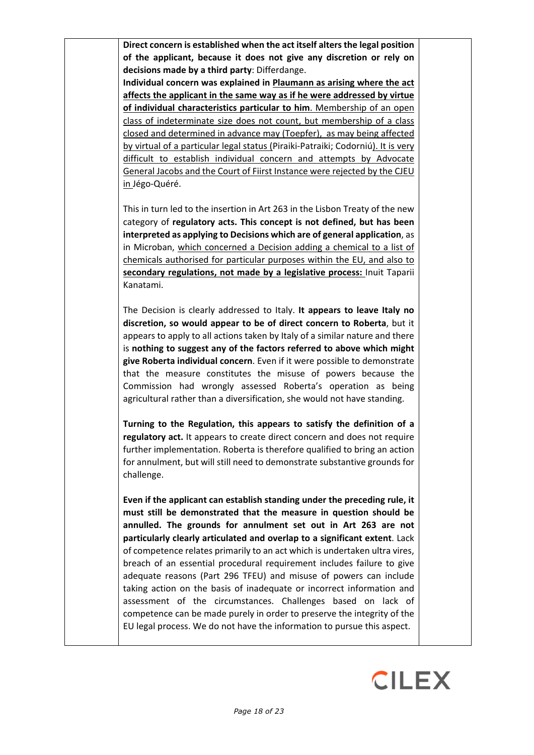**Direct concern is established when the act itself alters the legal position of the applicant, because it does not give any discretion or rely on decisions made by a third party**: Differdange.

**Individual concern was explained in Plaumann as arising where the act affects the applicant in the same way as if he were addressed by virtue of individual characteristics particular to him**. Membership of an open class of indeterminate size does not count, but membership of a class closed and determined in advance may (Toepfer), as may being affected by virtual of a particular legal status (Piraiki-Patraiki; Codorniú). It is very difficult to establish individual concern and attempts by Advocate General Jacobs and the Court of Fiirst Instance were rejected by the CJEU in Jégo-Quéré.

This in turn led to the insertion in Art 263 in the Lisbon Treaty of the new category of **regulatory acts. This concept is not defined, but has been interpreted as applying to Decisions which are of general application**, as in Microban, which concerned a Decision adding a chemical to a list of chemicals authorised for particular purposes within the EU, and also to **secondary regulations, not made by a legislative process:** Inuit Taparii Kanatami.

The Decision is clearly addressed to Italy. **It appears to leave Italy no discretion, so would appear to be of direct concern to Roberta**, but it appears to apply to all actions taken by Italy of a similar nature and there is **nothing to suggest any of the factors referred to above which might give Roberta individual concern**. Even if it were possible to demonstrate that the measure constitutes the misuse of powers because the Commission had wrongly assessed Roberta's operation as being agricultural rather than a diversification, she would not have standing.

**Turning to the Regulation, this appears to satisfy the definition of a regulatory act.** It appears to create direct concern and does not require further implementation. Roberta is therefore qualified to bring an action for annulment, but will still need to demonstrate substantive grounds for challenge.

**Even if the applicant can establish standing under the preceding rule, it must still be demonstrated that the measure in question should be annulled. The grounds for annulment set out in Art 263 are not particularly clearly articulated and overlap to a significant extent**. Lack of competence relates primarily to an act which is undertaken ultra vires, breach of an essential procedural requirement includes failure to give adequate reasons (Part 296 TFEU) and misuse of powers can include taking action on the basis of inadequate or incorrect information and assessment of the circumstances. Challenges based on lack of competence can be made purely in order to preserve the integrity of the EU legal process. We do not have the information to pursue this aspect.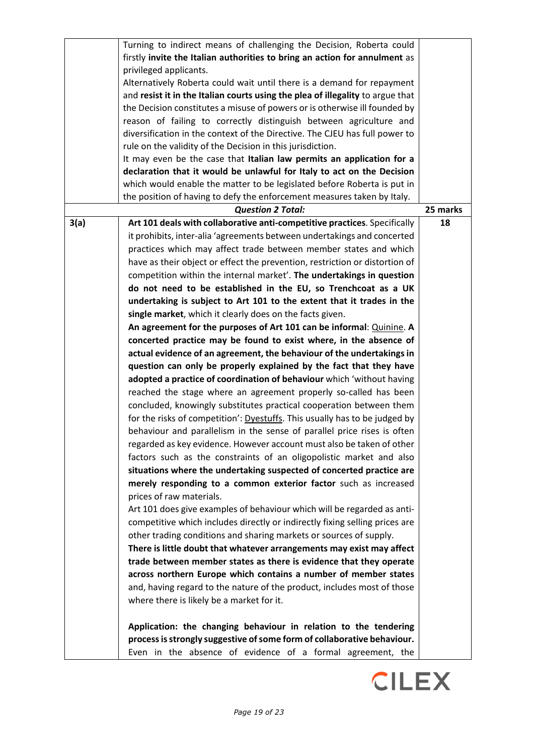| | | |
|---|---|---|
| | Turning to indirect means of challenging the Decision, Roberta could firstly **invite the Italian authorities to bring an action for annulment** as privileged applicants.<br>Alternatively Roberta could wait until there is a demand for repayment and **resist it in the Italian courts using the plea of illegality** to argue that the Decision constitutes a misuse of powers or is otherwise ill founded by reason of failing to correctly distinguish between agriculture and diversification in the context of the Directive. The CJEU has full power to rule on the validity of the Decision in this jurisdiction.<br>It may even be the case that **Italian law permits an application for a declaration that it would be unlawful for Italy to act on the Decision** which would enable the matter to be legislated before Roberta is put in the position of having to defy the enforcement measures taken by Italy. | |
| | ***Question 2 Total:*** | **25 marks** |
| **3(a)** | **Art 101 deals with collaborative anti-competitive practices**. Specifically it prohibits, inter-alia 'agreements between undertakings and concerted practices which may affect trade between member states and which have as their object or effect the prevention, restriction or distortion of competition within the internal market'. **The undertakings in question do not need to be established in the EU, so Trenchcoat as a UK undertaking is subject to Art 101 to the extent that it trades in the single market**, which it clearly does on the facts given.<br>**An agreement for the purposes of Art 101 can be informal**: <u>Quinine</u>. **A concerted practice may be found to exist where, in the absence of actual evidence of an agreement, the behaviour of the undertakings in question can only be properly explained by the fact that they have adopted a practice of coordination of behaviour** which 'without having reached the stage where an agreement properly so-called has been concluded, knowingly substitutes practical cooperation between them for the risks of competition': <u>Dyestuffs</u>. This usually has to be judged by behaviour and parallelism in the sense of parallel price rises is often regarded as key evidence. However account must also be taken of other factors such as the constraints of an oligopolistic market and also **situations where the undertaking suspected of concerted practice are merely responding to a common exterior factor** such as increased prices of raw materials.<br>Art 101 does give examples of behaviour which will be regarded as anti-competitive which includes directly or indirectly fixing selling prices are other trading conditions and sharing markets or sources of supply.<br>**There is little doubt that whatever arrangements may exist may affect trade between member states as there is evidence that they operate across northern Europe which contains a number of member states** and, having regard to the nature of the product, includes most of those where there is likely be a market for it.<br><br>**Application: the changing behaviour in relation to the tendering process is strongly suggestive of some form of collaborative behaviour.** Even in the absence of evidence of a formal agreement, the | **18** |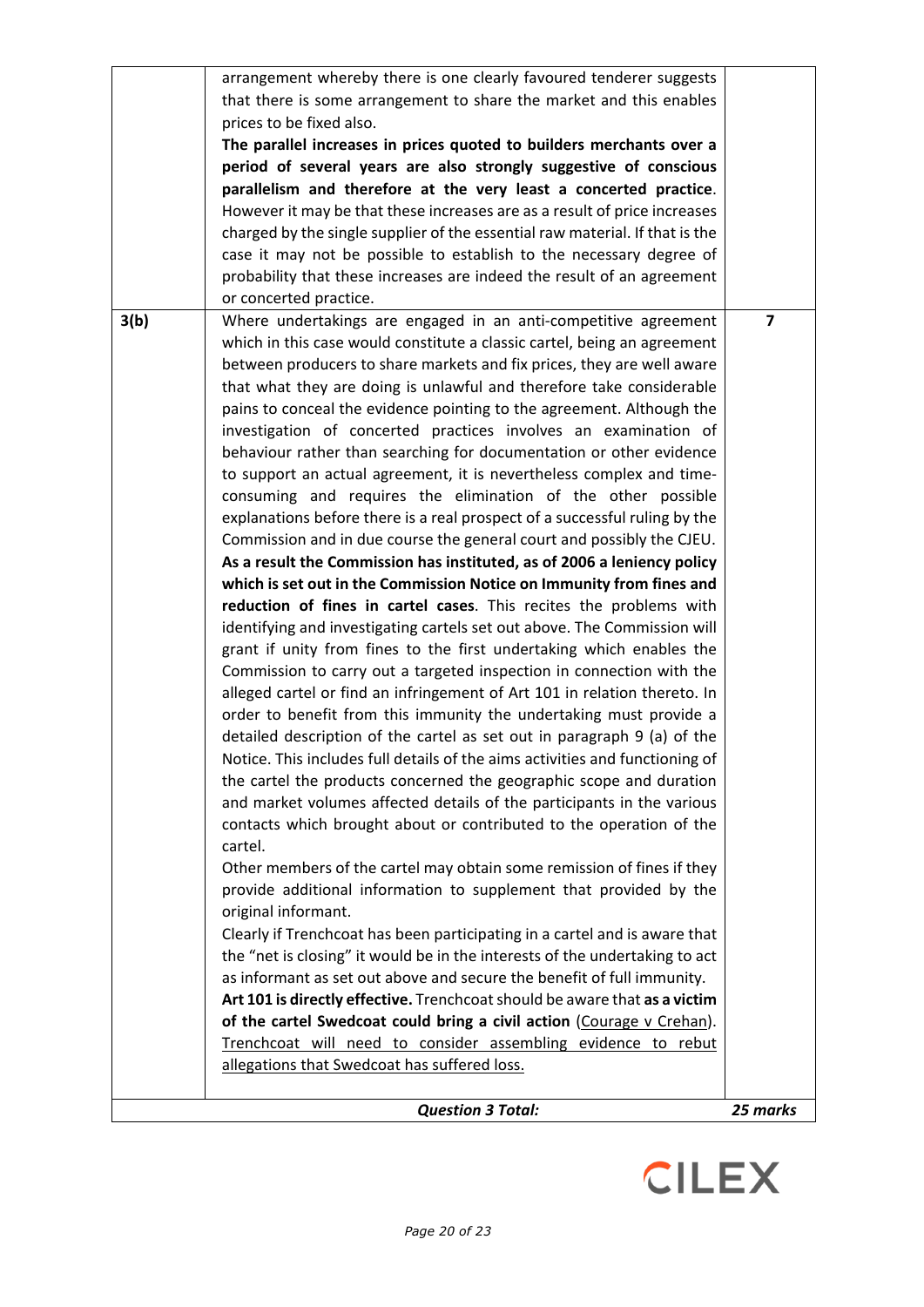| | | |
|---|---|---|
| | arrangement whereby there is one clearly favoured tenderer suggests that there is some arrangement to share the market and this enables prices to be fixed also.<br>**The parallel increases in prices quoted to builders merchants over a period of several years are also strongly suggestive of conscious parallelism and therefore at the very least a concerted practice**. However it may be that these increases are as a result of price increases charged by the single supplier of the essential raw material. If that is the case it may not be possible to establish to the necessary degree of probability that these increases are indeed the result of an agreement or concerted practice. | |
| **3(b)** | Where undertakings are engaged in an anti-competitive agreement which in this case would constitute a classic cartel, being an agreement between producers to share markets and fix prices, they are well aware that what they are doing is unlawful and therefore take considerable pains to conceal the evidence pointing to the agreement. Although the investigation of concerted practices involves an examination of behaviour rather than searching for documentation or other evidence to support an actual agreement, it is nevertheless complex and time-consuming and requires the elimination of the other possible explanations before there is a real prospect of a successful ruling by the Commission and in due course the general court and possibly the CJEU.<br>**As a result the Commission has instituted, as of 2006 a leniency policy which is set out in the Commission Notice on Immunity from fines and reduction of fines in cartel cases**. This recites the problems with identifying and investigating cartels set out above. The Commission will grant if unity from fines to the first undertaking which enables the Commission to carry out a targeted inspection in connection with the alleged cartel or find an infringement of Art 101 in relation thereto. In order to benefit from this immunity the undertaking must provide a detailed description of the cartel as set out in paragraph 9 (a) of the Notice. This includes full details of the aims activities and functioning of the cartel the products concerned the geographic scope and duration and market volumes affected details of the participants in the various contacts which brought about or contributed to the operation of the cartel.<br>Other members of the cartel may obtain some remission of fines if they provide additional information to supplement that provided by the original informant.<br>Clearly if Trenchcoat has been participating in a cartel and is aware that the "net is closing" it would be in the interests of the undertaking to act as informant as set out above and secure the benefit of full immunity.<br>**Art 101 is directly effective.** Trenchcoat should be aware that **as a victim of the cartel Swedcoat could bring a civil action** (<u>Courage v Crehan</u>). <u>Trenchcoat will need to consider assembling evidence to rebut allegations that Swedcoat has suffered loss.</u> | **7** |
| | ***Question 3 Total:*** | ***25 marks*** |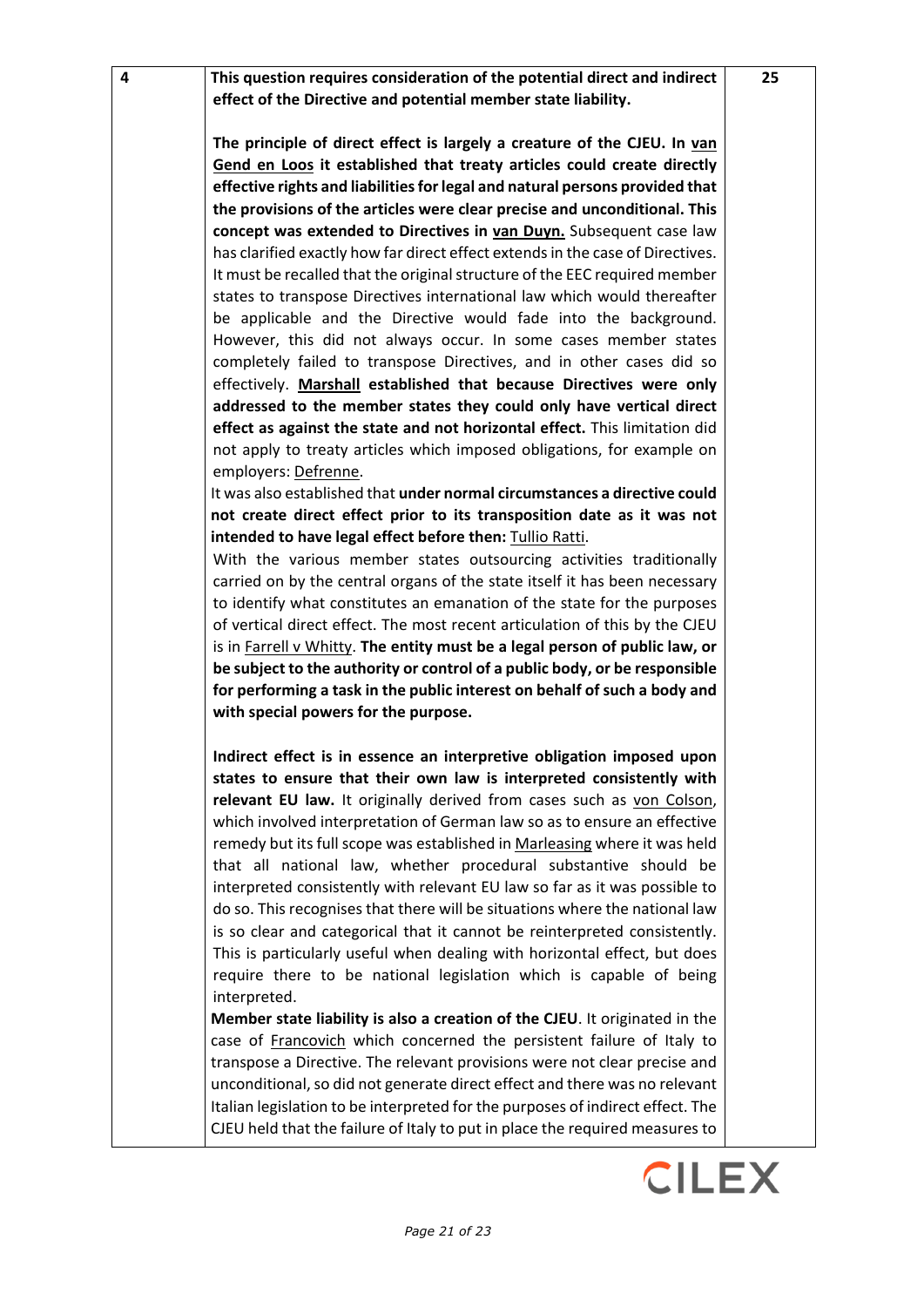| 4 | **This question requires consideration of the potential direct and indirect effect of the Directive and potential member state liability.**<br><br>**The principle of direct effect is largely a creature of the CJEU. In <u>van Gend en Loos</u> it established that treaty articles could create directly effective rights and liabilities for legal and natural persons provided that the provisions of the articles were clear precise and unconditional. This concept was extended to Directives in <u>van Duyn.</u>** Subsequent case law has clarified exactly how far direct effect extends in the case of Directives. It must be recalled that the original structure of the EEC required member states to transpose Directives international law which would thereafter be applicable and the Directive would fade into the background. However, this did not always occur. In some cases member states completely failed to transpose Directives, and in other cases did so effectively. **<u>Marshall</u> established that because Directives were only addressed to the member states they could only have vertical direct effect as against the state and not horizontal effect.** This limitation did not apply to treaty articles which imposed obligations, for example on employers: <u>Defrenne</u>.<br>It was also established that **under normal circumstances a directive could not create direct effect prior to its transposition date as it was not intended to have legal effect before then:** <u>Tullio Ratti</u>.<br>With the various member states outsourcing activities traditionally carried on by the central organs of the state itself it has been necessary to identify what constitutes an emanation of the state for the purposes of vertical direct effect. The most recent articulation of this by the CJEU is in <u>Farrell v Whitty</u>. **The entity must be a legal person of public law, or be subject to the authority or control of a public body, or be responsible for performing a task in the public interest on behalf of such a body and with special powers for the purpose.**<br><br>**Indirect effect is in essence an interpretive obligation imposed upon states to ensure that their own law is interpreted consistently with relevant EU law.** It originally derived from cases such as <u>von Colson</u>, which involved interpretation of German law so as to ensure an effective remedy but its full scope was established in <u>Marleasing</u> where it was held that all national law, whether procedural substantive should be interpreted consistently with relevant EU law so far as it was possible to do so. This recognises that there will be situations where the national law is so clear and categorical that it cannot be reinterpreted consistently. This is particularly useful when dealing with horizontal effect, but does require there to be national legislation which is capable of being interpreted.<br>**Member state liability is also a creation of the CJEU**. It originated in the case of <u>Francovich</u> which concerned the persistent failure of Italy to transpose a Directive. The relevant provisions were not clear precise and unconditional, so did not generate direct effect and there was no relevant Italian legislation to be interpreted for the purposes of indirect effect. The CJEU held that the failure of Italy to put in place the required measures to | 25 |
|---|---|---|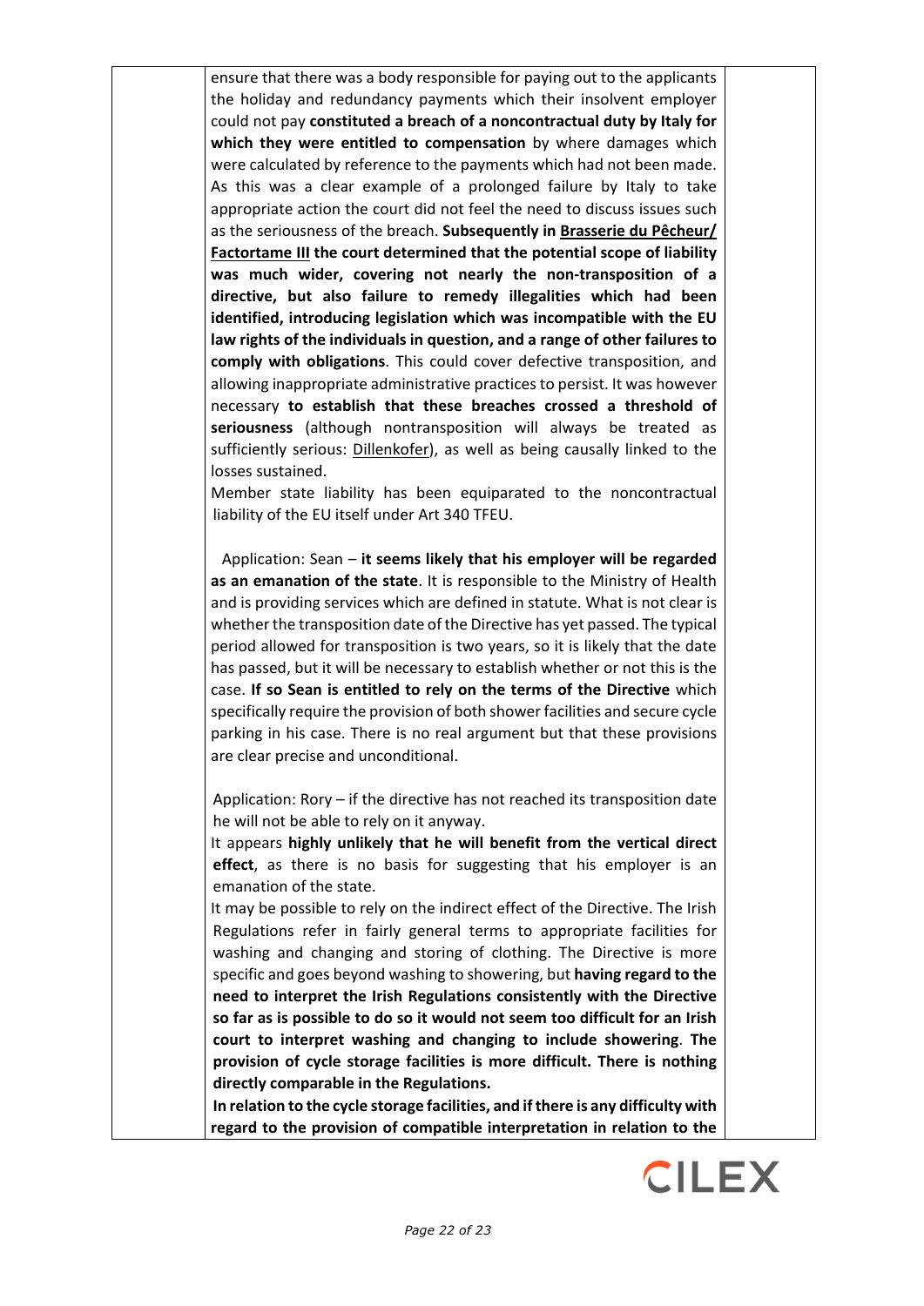ensure that there was a body responsible for paying out to the applicants the holiday and redundancy payments which their insolvent employer could not pay **constituted a breach of a noncontractual duty by Italy for which they were entitled to compensation** by where damages which were calculated by reference to the payments which had not been made. As this was a clear example of a prolonged failure by Italy to take appropriate action the court did not feel the need to discuss issues such as the seriousness of the breach. **Subsequently in <u>Brasserie du Pêcheur/ Factortame III</u> the court determined that the potential scope of liability was much wider, covering not nearly the non-transposition of a directive, but also failure to remedy illegalities which had been identified, introducing legislation which was incompatible with the EU law rights of the individuals in question, and a range of other failures to comply with obligations**. This could cover defective transposition, and allowing inappropriate administrative practices to persist. It was however necessary **to establish that these breaches crossed a threshold of seriousness** (although nontransposition will always be treated as sufficiently serious: <u>Dillenkofer</u>), as well as being causally linked to the losses sustained.

Member state liability has been equiparated to the noncontractual liability of the EU itself under Art 340 TFEU.

Application: Sean – **it seems likely that his employer will be regarded as an emanation of the state**. It is responsible to the Ministry of Health and is providing services which are defined in statute. What is not clear is whether the transposition date of the Directive has yet passed. The typical period allowed for transposition is two years, so it is likely that the date has passed, but it will be necessary to establish whether or not this is the case. **If so Sean is entitled to rely on the terms of the Directive** which specifically require the provision of both shower facilities and secure cycle parking in his case. There is no real argument but that these provisions are clear precise and unconditional.

Application: Rory – if the directive has not reached its transposition date he will not be able to rely on it anyway.

It appears **highly unlikely that he will benefit from the vertical direct effect**, as there is no basis for suggesting that his employer is an emanation of the state.

It may be possible to rely on the indirect effect of the Directive. The Irish Regulations refer in fairly general terms to appropriate facilities for washing and changing and storing of clothing. The Directive is more specific and goes beyond washing to showering, but **having regard to the need to interpret the Irish Regulations consistently with the Directive so far as is possible to do so it would not seem too difficult for an Irish court to interpret washing and changing to include showering**. **The provision of cycle storage facilities is more difficult. There is nothing directly comparable in the Regulations.**

**In relation to the cycle storage facilities, and if there is any difficulty with regard to the provision of compatible interpretation in relation to the**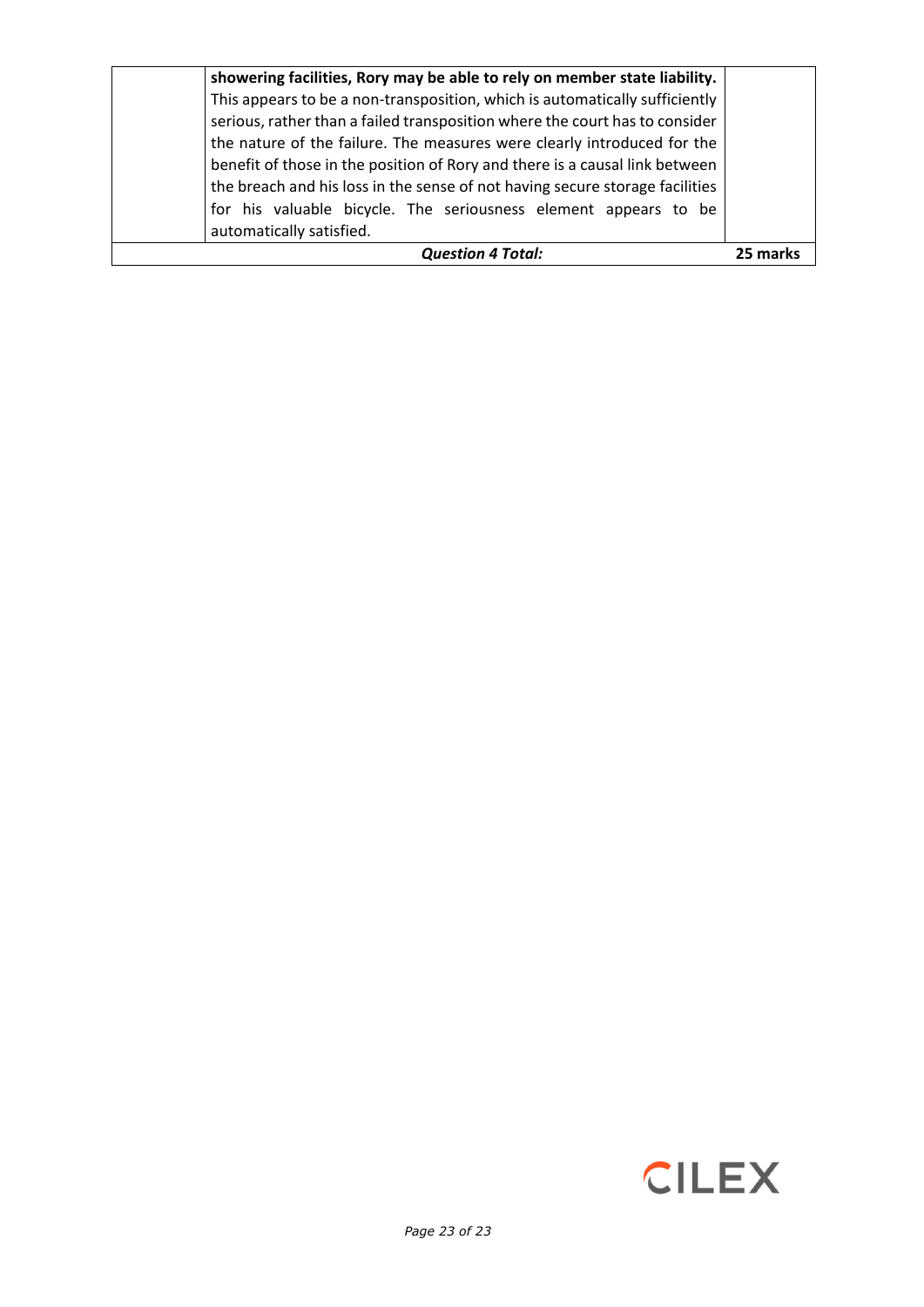| | | |
|---|---|---|
| | **showering facilities, Rory may be able to rely on member state liability.** This appears to be a non-transposition, which is automatically sufficiently serious, rather than a failed transposition where the court has to consider the nature of the failure. The measures were clearly introduced for the benefit of those in the position of Rory and there is a causal link between the breach and his loss in the sense of not having secure storage facilities for his valuable bicycle. The seriousness element appears to be automatically satisfied. | |
| | ***Question 4 Total:*** | **25 marks** |